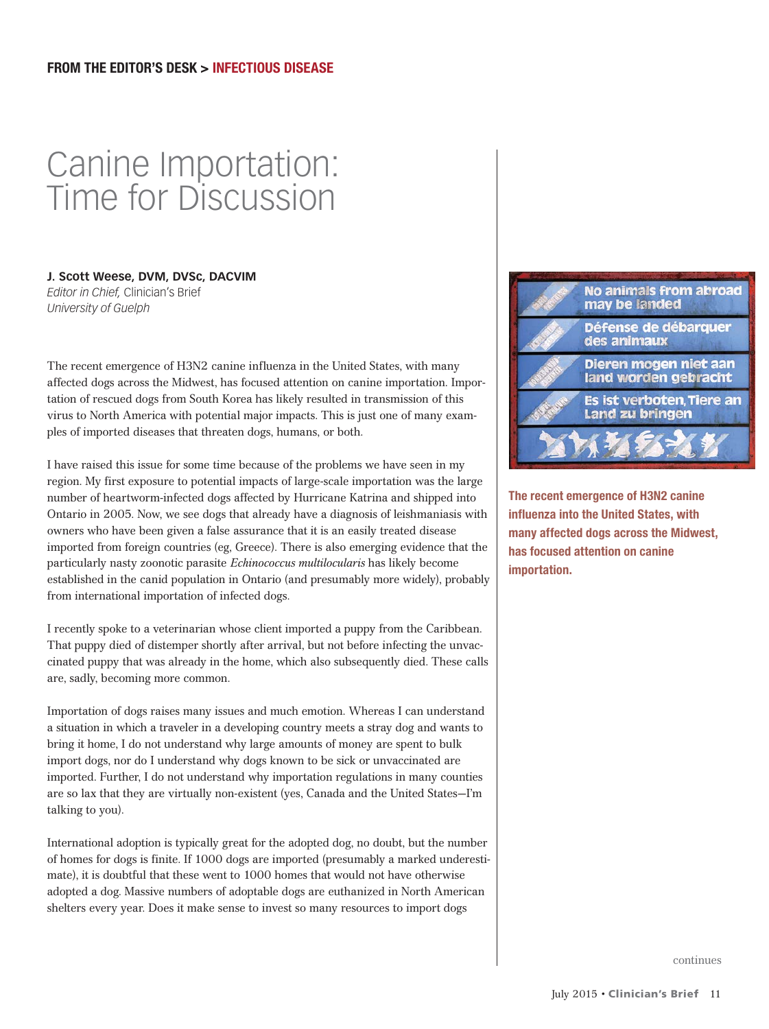FROM THE EDITOR'S DESK > INFECTIOUS DISEASE

# Canine Importation: Time for Discussion

**J. Scott Weese, DVM, DVSc, DACVIM**
*Editor in Chief,* Clinician's Brief
*University of Guelph*

The recent emergence of H3N2 canine influenza in the United States, with many affected dogs across the Midwest, has focused attention on canine importation. Importation of rescued dogs from South Korea has likely resulted in transmission of this virus to North America with potential major impacts. This is just one of many examples of imported diseases that threaten dogs, humans, or both.

I have raised this issue for some time because of the problems we have seen in my region. My first exposure to potential impacts of large-scale importation was the large number of heartworm-infected dogs affected by Hurricane Katrina and shipped into Ontario in 2005. Now, we see dogs that already have a diagnosis of leishmaniasis with owners who have been given a false assurance that it is an easily treated disease imported from foreign countries (eg, Greece). There is also emerging evidence that the particularly nasty zoonotic parasite *Echinococcus multilocularis* has likely become established in the canid population in Ontario (and presumably more widely), probably from international importation of infected dogs.

I recently spoke to a veterinarian whose client imported a puppy from the Caribbean. That puppy died of distemper shortly after arrival, but not before infecting the unvaccinated puppy that was already in the home, which also subsequently died. These calls are, sadly, becoming more common.

Importation of dogs raises many issues and much emotion. Whereas I can understand a situation in which a traveler in a developing country meets a stray dog and wants to bring it home, I do not understand why large amounts of money are spent to bulk import dogs, nor do I understand why dogs known to be sick or unvaccinated are imported. Further, I do not understand why importation regulations in many counties are so lax that they are virtually non-existent (yes, Canada and the United States—I'm talking to you).

International adoption is typically great for the adopted dog, no doubt, but the number of homes for dogs is finite. If 1000 dogs are imported (presumably a marked underestimate), it is doubtful that these went to 1000 homes that would not have otherwise adopted a dog. Massive numbers of adoptable dogs are euthanized in North American shelters every year. Does it make sense to invest so many resources to import dogs

No animals from abroad may be landed
Défense de débarquer des animaux
Dieren mogen niet aan land worden gebracht
Es ist verboten, Tiere an Land zu bringen

**The recent emergence of H3N2 canine influenza into the United States, with many affected dogs across the Midwest, has focused attention on canine importation.**

continues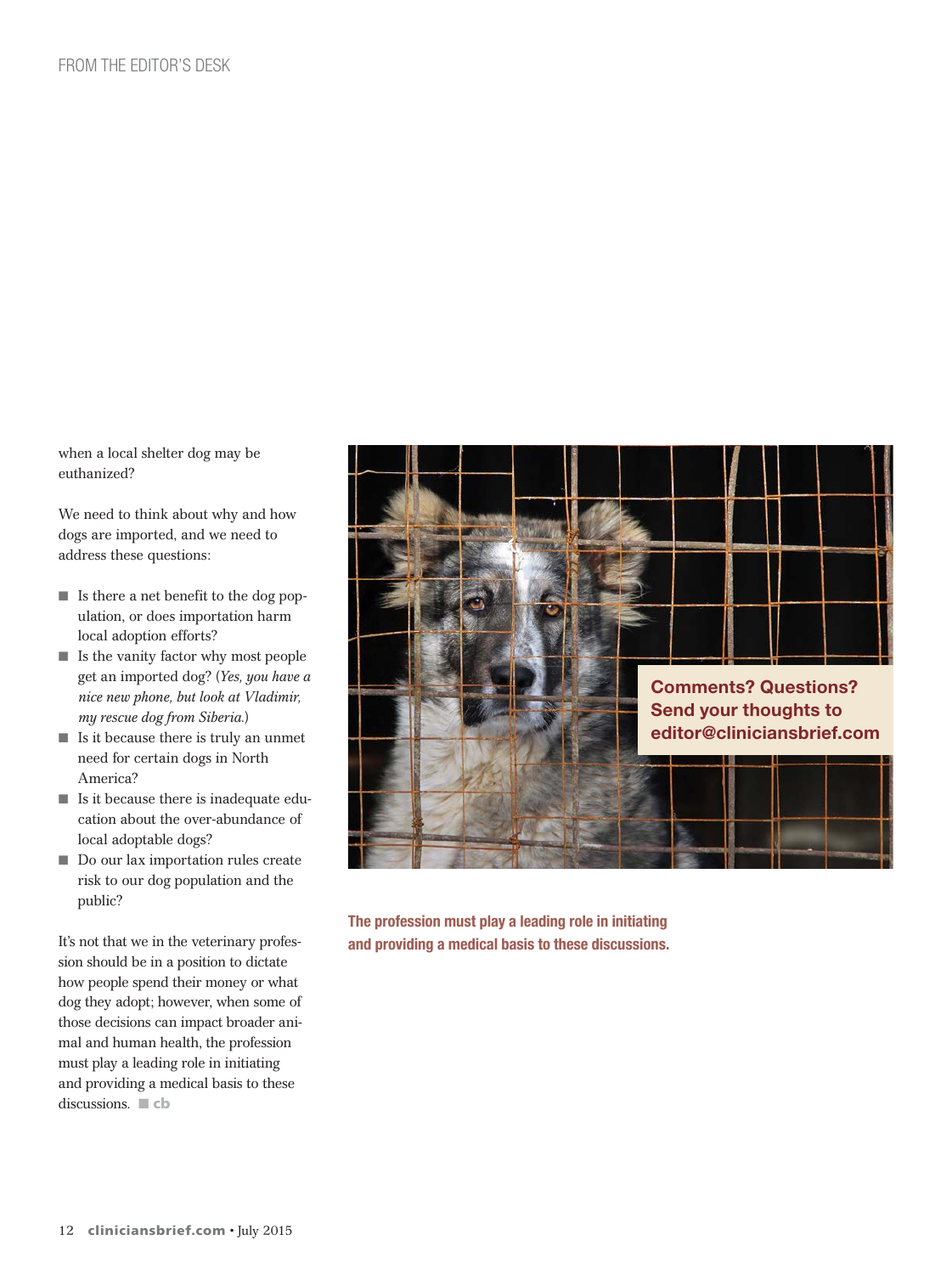when a local shelter dog may be euthanized?

We need to think about why and how dogs are imported, and we need to address these questions:

- Is there a net benefit to the dog population, or does importation harm local adoption efforts?
- Is the vanity factor why most people get an imported dog? (*Yes, you have a nice new phone, but look at Vladimir, my rescue dog from Siberia.*)
- Is it because there is truly an unmet need for certain dogs in North America?
- Is it because there is inadequate education about the over-abundance of local adoptable dogs?
- Do our lax importation rules create risk to our dog population and the public?

It's not that we in the veterinary profession should be in a position to dictate how people spend their money or what dog they adopt; however, when some of those decisions can impact broader animal and human health, the profession must play a leading role in initiating and providing a medical basis to these discussions. ■ cb

**Comments? Questions? Send your thoughts to editor@cliniciansbrief.com**

**The profession must play a leading role in initiating and providing a medical basis to these discussions.**